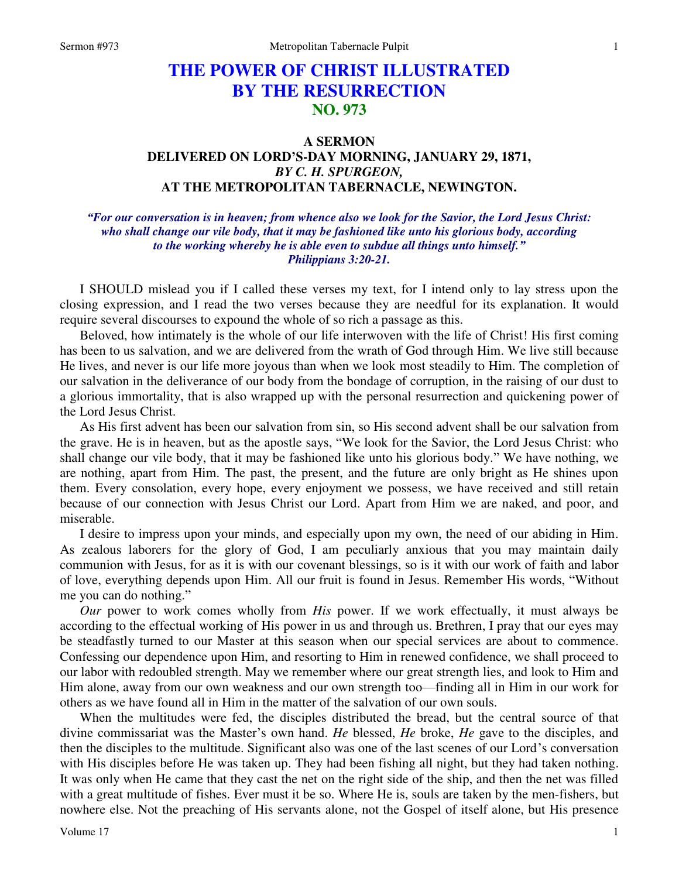# THE POWER OF CHRIST ILLUSTRATED BY THE RESURRECTION
## NO. 973

### A SERMON
### DELIVERED ON LORD'S-DAY MORNING, JANUARY 29, 1871,
### *BY C. H. SPURGEON,*
### AT THE METROPOLITAN TABERNACLE, NEWINGTON.

***"For our conversation is in heaven; from whence also we look for the Savior, the Lord Jesus Christ: who shall change our vile body, that it may be fashioned like unto his glorious body, according to the working whereby he is able even to subdue all things unto himself." Philippians 3:20-21.***

I SHOULD mislead you if I called these verses my text, for I intend only to lay stress upon the closing expression, and I read the two verses because they are needful for its explanation. It would require several discourses to expound the whole of so rich a passage as this.

Beloved, how intimately is the whole of our life interwoven with the life of Christ! His first coming has been to us salvation, and we are delivered from the wrath of God through Him. We live still because He lives, and never is our life more joyous than when we look most steadily to Him. The completion of our salvation in the deliverance of our body from the bondage of corruption, in the raising of our dust to a glorious immortality, that is also wrapped up with the personal resurrection and quickening power of the Lord Jesus Christ.

As His first advent has been our salvation from sin, so His second advent shall be our salvation from the grave. He is in heaven, but as the apostle says, "We look for the Savior, the Lord Jesus Christ: who shall change our vile body, that it may be fashioned like unto his glorious body." We have nothing, we are nothing, apart from Him. The past, the present, and the future are only bright as He shines upon them. Every consolation, every hope, every enjoyment we possess, we have received and still retain because of our connection with Jesus Christ our Lord. Apart from Him we are naked, and poor, and miserable.

I desire to impress upon your minds, and especially upon my own, the need of our abiding in Him. As zealous laborers for the glory of God, I am peculiarly anxious that you may maintain daily communion with Jesus, for as it is with our covenant blessings, so is it with our work of faith and labor of love, everything depends upon Him. All our fruit is found in Jesus. Remember His words, "Without me you can do nothing."

*Our* power to work comes wholly from *His* power. If we work effectually, it must always be according to the effectual working of His power in us and through us. Brethren, I pray that our eyes may be steadfastly turned to our Master at this season when our special services are about to commence. Confessing our dependence upon Him, and resorting to Him in renewed confidence, we shall proceed to our labor with redoubled strength. May we remember where our great strength lies, and look to Him and Him alone, away from our own weakness and our own strength too—finding all in Him in our work for others as we have found all in Him in the matter of the salvation of our own souls.

When the multitudes were fed, the disciples distributed the bread, but the central source of that divine commissariat was the Master's own hand. *He* blessed, *He* broke, *He* gave to the disciples, and then the disciples to the multitude. Significant also was one of the last scenes of our Lord's conversation with His disciples before He was taken up. They had been fishing all night, but they had taken nothing. It was only when He came that they cast the net on the right side of the ship, and then the net was filled with a great multitude of fishes. Ever must it be so. Where He is, souls are taken by the men-fishers, but nowhere else. Not the preaching of His servants alone, not the Gospel of itself alone, but His presence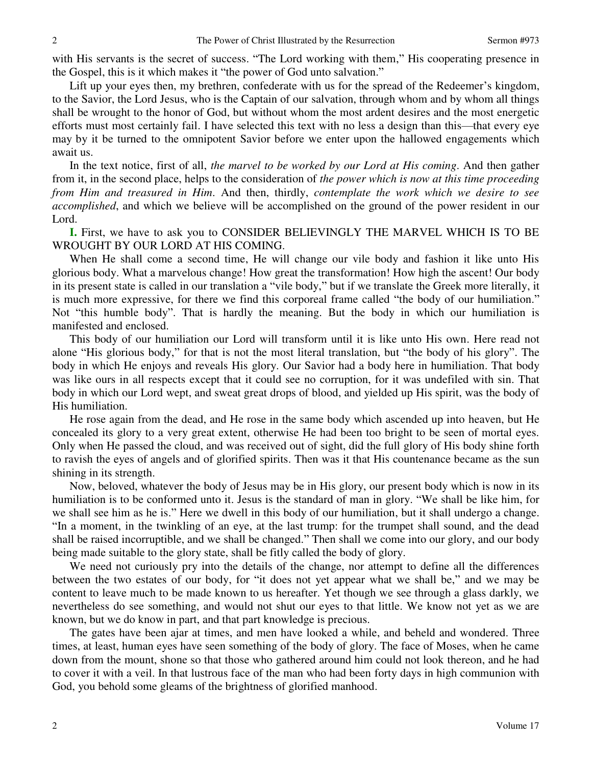with His servants is the secret of success. "The Lord working with them," His cooperating presence in the Gospel, this is it which makes it "the power of God unto salvation."

Lift up your eyes then, my brethren, confederate with us for the spread of the Redeemer's kingdom, to the Savior, the Lord Jesus, who is the Captain of our salvation, through whom and by whom all things shall be wrought to the honor of God, but without whom the most ardent desires and the most energetic efforts must most certainly fail. I have selected this text with no less a design than this—that every eye may by it be turned to the omnipotent Savior before we enter upon the hallowed engagements which await us.

In the text notice, first of all, *the marvel to be worked by our Lord at His coming*. And then gather from it, in the second place, helps to the consideration of *the power which is now at this time proceeding from Him and treasured in Him*. And then, thirdly, *contemplate the work which we desire to see accomplished*, and which we believe will be accomplished on the ground of the power resident in our Lord.

**I.** First, we have to ask you to CONSIDER BELIEVINGLY THE MARVEL WHICH IS TO BE WROUGHT BY OUR LORD AT HIS COMING.

When He shall come a second time, He will change our vile body and fashion it like unto His glorious body. What a marvelous change! How great the transformation! How high the ascent! Our body in its present state is called in our translation a "vile body," but if we translate the Greek more literally, it is much more expressive, for there we find this corporeal frame called "the body of our humiliation." Not "this humble body". That is hardly the meaning. But the body in which our humiliation is manifested and enclosed.

This body of our humiliation our Lord will transform until it is like unto His own. Here read not alone "His glorious body," for that is not the most literal translation, but "the body of his glory". The body in which He enjoys and reveals His glory. Our Savior had a body here in humiliation. That body was like ours in all respects except that it could see no corruption, for it was undefiled with sin. That body in which our Lord wept, and sweat great drops of blood, and yielded up His spirit, was the body of His humiliation.

He rose again from the dead, and He rose in the same body which ascended up into heaven, but He concealed its glory to a very great extent, otherwise He had been too bright to be seen of mortal eyes. Only when He passed the cloud, and was received out of sight, did the full glory of His body shine forth to ravish the eyes of angels and of glorified spirits. Then was it that His countenance became as the sun shining in its strength.

Now, beloved, whatever the body of Jesus may be in His glory, our present body which is now in its humiliation is to be conformed unto it. Jesus is the standard of man in glory. "We shall be like him, for we shall see him as he is." Here we dwell in this body of our humiliation, but it shall undergo a change. "In a moment, in the twinkling of an eye, at the last trump: for the trumpet shall sound, and the dead shall be raised incorruptible, and we shall be changed." Then shall we come into our glory, and our body being made suitable to the glory state, shall be fitly called the body of glory.

We need not curiously pry into the details of the change, nor attempt to define all the differences between the two estates of our body, for "it does not yet appear what we shall be," and we may be content to leave much to be made known to us hereafter. Yet though we see through a glass darkly, we nevertheless do see something, and would not shut our eyes to that little. We know not yet as we are known, but we do know in part, and that part knowledge is precious.

The gates have been ajar at times, and men have looked a while, and beheld and wondered. Three times, at least, human eyes have seen something of the body of glory. The face of Moses, when he came down from the mount, shone so that those who gathered around him could not look thereon, and he had to cover it with a veil. In that lustrous face of the man who had been forty days in high communion with God, you behold some gleams of the brightness of glorified manhood.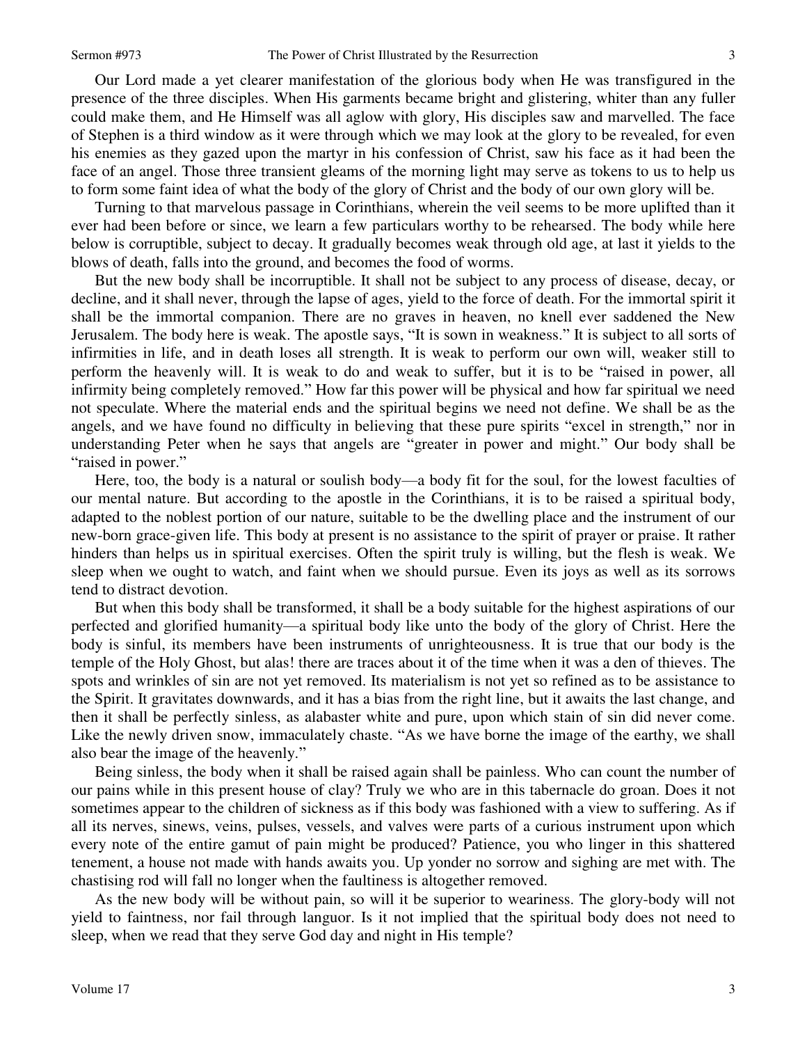Our Lord made a yet clearer manifestation of the glorious body when He was transfigured in the presence of the three disciples. When His garments became bright and glistering, whiter than any fuller could make them, and He Himself was all aglow with glory, His disciples saw and marvelled. The face of Stephen is a third window as it were through which we may look at the glory to be revealed, for even his enemies as they gazed upon the martyr in his confession of Christ, saw his face as it had been the face of an angel. Those three transient gleams of the morning light may serve as tokens to us to help us to form some faint idea of what the body of the glory of Christ and the body of our own glory will be.

Turning to that marvelous passage in Corinthians, wherein the veil seems to be more uplifted than it ever had been before or since, we learn a few particulars worthy to be rehearsed. The body while here below is corruptible, subject to decay. It gradually becomes weak through old age, at last it yields to the blows of death, falls into the ground, and becomes the food of worms.

But the new body shall be incorruptible. It shall not be subject to any process of disease, decay, or decline, and it shall never, through the lapse of ages, yield to the force of death. For the immortal spirit it shall be the immortal companion. There are no graves in heaven, no knell ever saddened the New Jerusalem. The body here is weak. The apostle says, "It is sown in weakness." It is subject to all sorts of infirmities in life, and in death loses all strength. It is weak to perform our own will, weaker still to perform the heavenly will. It is weak to do and weak to suffer, but it is to be "raised in power, all infirmity being completely removed." How far this power will be physical and how far spiritual we need not speculate. Where the material ends and the spiritual begins we need not define. We shall be as the angels, and we have found no difficulty in believing that these pure spirits "excel in strength," nor in understanding Peter when he says that angels are "greater in power and might." Our body shall be "raised in power."

Here, too, the body is a natural or soulish body—a body fit for the soul, for the lowest faculties of our mental nature. But according to the apostle in the Corinthians, it is to be raised a spiritual body, adapted to the noblest portion of our nature, suitable to be the dwelling place and the instrument of our new-born grace-given life. This body at present is no assistance to the spirit of prayer or praise. It rather hinders than helps us in spiritual exercises. Often the spirit truly is willing, but the flesh is weak. We sleep when we ought to watch, and faint when we should pursue. Even its joys as well as its sorrows tend to distract devotion.

But when this body shall be transformed, it shall be a body suitable for the highest aspirations of our perfected and glorified humanity—a spiritual body like unto the body of the glory of Christ. Here the body is sinful, its members have been instruments of unrighteousness. It is true that our body is the temple of the Holy Ghost, but alas! there are traces about it of the time when it was a den of thieves. The spots and wrinkles of sin are not yet removed. Its materialism is not yet so refined as to be assistance to the Spirit. It gravitates downwards, and it has a bias from the right line, but it awaits the last change, and then it shall be perfectly sinless, as alabaster white and pure, upon which stain of sin did never come. Like the newly driven snow, immaculately chaste. "As we have borne the image of the earthy, we shall also bear the image of the heavenly."

Being sinless, the body when it shall be raised again shall be painless. Who can count the number of our pains while in this present house of clay? Truly we who are in this tabernacle do groan. Does it not sometimes appear to the children of sickness as if this body was fashioned with a view to suffering. As if all its nerves, sinews, veins, pulses, vessels, and valves were parts of a curious instrument upon which every note of the entire gamut of pain might be produced? Patience, you who linger in this shattered tenement, a house not made with hands awaits you. Up yonder no sorrow and sighing are met with. The chastising rod will fall no longer when the faultiness is altogether removed.

As the new body will be without pain, so will it be superior to weariness. The glory-body will not yield to faintness, nor fail through languor. Is it not implied that the spiritual body does not need to sleep, when we read that they serve God day and night in His temple?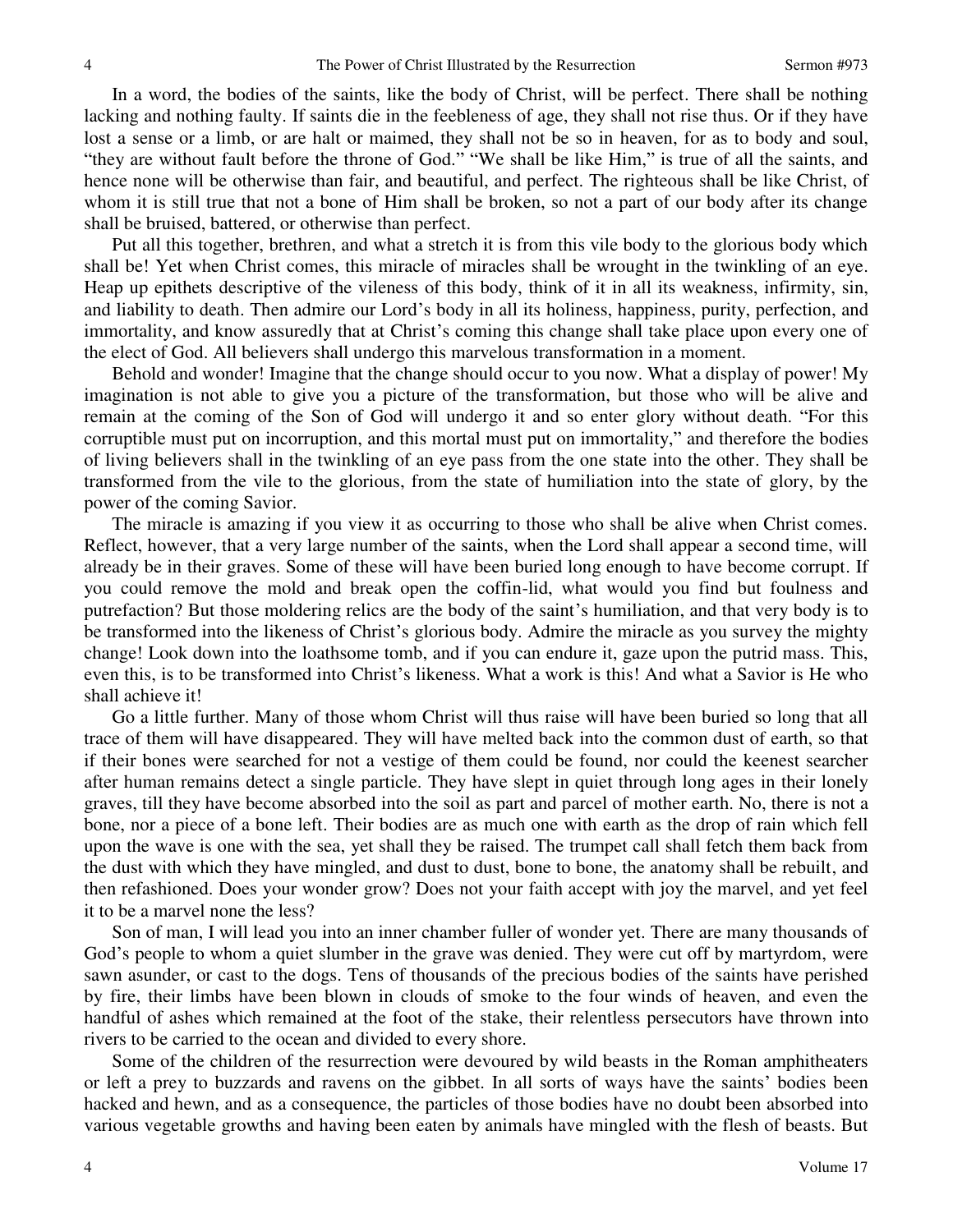In a word, the bodies of the saints, like the body of Christ, will be perfect. There shall be nothing lacking and nothing faulty. If saints die in the feebleness of age, they shall not rise thus. Or if they have lost a sense or a limb, or are halt or maimed, they shall not be so in heaven, for as to body and soul, "they are without fault before the throne of God." "We shall be like Him," is true of all the saints, and hence none will be otherwise than fair, and beautiful, and perfect. The righteous shall be like Christ, of whom it is still true that not a bone of Him shall be broken, so not a part of our body after its change shall be bruised, battered, or otherwise than perfect.

Put all this together, brethren, and what a stretch it is from this vile body to the glorious body which shall be! Yet when Christ comes, this miracle of miracles shall be wrought in the twinkling of an eye. Heap up epithets descriptive of the vileness of this body, think of it in all its weakness, infirmity, sin, and liability to death. Then admire our Lord's body in all its holiness, happiness, purity, perfection, and immortality, and know assuredly that at Christ's coming this change shall take place upon every one of the elect of God. All believers shall undergo this marvelous transformation in a moment.

Behold and wonder! Imagine that the change should occur to you now. What a display of power! My imagination is not able to give you a picture of the transformation, but those who will be alive and remain at the coming of the Son of God will undergo it and so enter glory without death. "For this corruptible must put on incorruption, and this mortal must put on immortality," and therefore the bodies of living believers shall in the twinkling of an eye pass from the one state into the other. They shall be transformed from the vile to the glorious, from the state of humiliation into the state of glory, by the power of the coming Savior.

The miracle is amazing if you view it as occurring to those who shall be alive when Christ comes. Reflect, however, that a very large number of the saints, when the Lord shall appear a second time, will already be in their graves. Some of these will have been buried long enough to have become corrupt. If you could remove the mold and break open the coffin-lid, what would you find but foulness and putrefaction? But those moldering relics are the body of the saint's humiliation, and that very body is to be transformed into the likeness of Christ's glorious body. Admire the miracle as you survey the mighty change! Look down into the loathsome tomb, and if you can endure it, gaze upon the putrid mass. This, even this, is to be transformed into Christ's likeness. What a work is this! And what a Savior is He who shall achieve it!

Go a little further. Many of those whom Christ will thus raise will have been buried so long that all trace of them will have disappeared. They will have melted back into the common dust of earth, so that if their bones were searched for not a vestige of them could be found, nor could the keenest searcher after human remains detect a single particle. They have slept in quiet through long ages in their lonely graves, till they have become absorbed into the soil as part and parcel of mother earth. No, there is not a bone, nor a piece of a bone left. Their bodies are as much one with earth as the drop of rain which fell upon the wave is one with the sea, yet shall they be raised. The trumpet call shall fetch them back from the dust with which they have mingled, and dust to dust, bone to bone, the anatomy shall be rebuilt, and then refashioned. Does your wonder grow? Does not your faith accept with joy the marvel, and yet feel it to be a marvel none the less?

Son of man, I will lead you into an inner chamber fuller of wonder yet. There are many thousands of God's people to whom a quiet slumber in the grave was denied. They were cut off by martyrdom, were sawn asunder, or cast to the dogs. Tens of thousands of the precious bodies of the saints have perished by fire, their limbs have been blown in clouds of smoke to the four winds of heaven, and even the handful of ashes which remained at the foot of the stake, their relentless persecutors have thrown into rivers to be carried to the ocean and divided to every shore.

Some of the children of the resurrection were devoured by wild beasts in the Roman amphitheaters or left a prey to buzzards and ravens on the gibbet. In all sorts of ways have the saints' bodies been hacked and hewn, and as a consequence, the particles of those bodies have no doubt been absorbed into various vegetable growths and having been eaten by animals have mingled with the flesh of beasts. But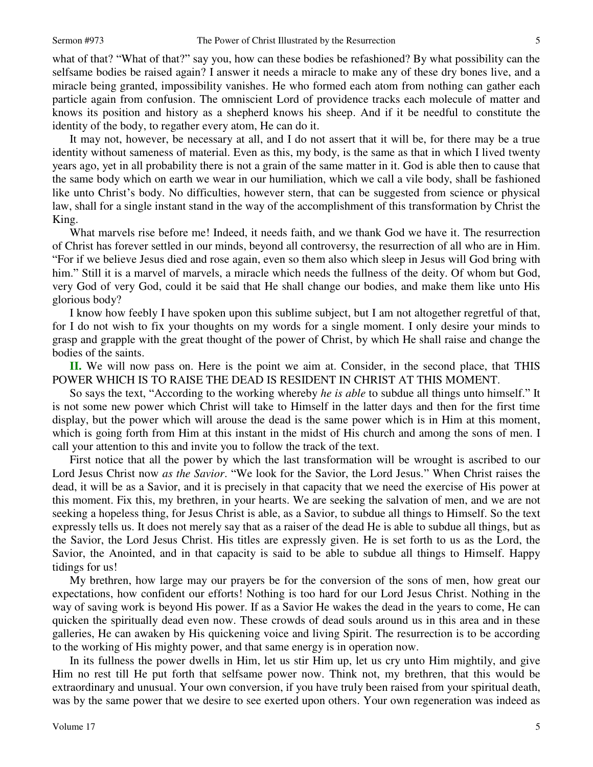what of that? "What of that?" say you, how can these bodies be refashioned? By what possibility can the selfsame bodies be raised again? I answer it needs a miracle to make any of these dry bones live, and a miracle being granted, impossibility vanishes. He who formed each atom from nothing can gather each particle again from confusion. The omniscient Lord of providence tracks each molecule of matter and knows its position and history as a shepherd knows his sheep. And if it be needful to constitute the identity of the body, to regather every atom, He can do it.

It may not, however, be necessary at all, and I do not assert that it will be, for there may be a true identity without sameness of material. Even as this, my body, is the same as that in which I lived twenty years ago, yet in all probability there is not a grain of the same matter in it. God is able then to cause that the same body which on earth we wear in our humiliation, which we call a vile body, shall be fashioned like unto Christ's body. No difficulties, however stern, that can be suggested from science or physical law, shall for a single instant stand in the way of the accomplishment of this transformation by Christ the King.

What marvels rise before me! Indeed, it needs faith, and we thank God we have it. The resurrection of Christ has forever settled in our minds, beyond all controversy, the resurrection of all who are in Him. "For if we believe Jesus died and rose again, even so them also which sleep in Jesus will God bring with him." Still it is a marvel of marvels, a miracle which needs the fullness of the deity. Of whom but God, very God of very God, could it be said that He shall change our bodies, and make them like unto His glorious body?

I know how feebly I have spoken upon this sublime subject, but I am not altogether regretful of that, for I do not wish to fix your thoughts on my words for a single moment. I only desire your minds to grasp and grapple with the great thought of the power of Christ, by which He shall raise and change the bodies of the saints.

**II.** We will now pass on. Here is the point we aim at. Consider, in the second place, that THIS POWER WHICH IS TO RAISE THE DEAD IS RESIDENT IN CHRIST AT THIS MOMENT.

So says the text, "According to the working whereby *he is able* to subdue all things unto himself." It is not some new power which Christ will take to Himself in the latter days and then for the first time display, but the power which will arouse the dead is the same power which is in Him at this moment, which is going forth from Him at this instant in the midst of His church and among the sons of men. I call your attention to this and invite you to follow the track of the text.

First notice that all the power by which the last transformation will be wrought is ascribed to our Lord Jesus Christ now *as the Savior*. "We look for the Savior, the Lord Jesus." When Christ raises the dead, it will be as a Savior, and it is precisely in that capacity that we need the exercise of His power at this moment. Fix this, my brethren, in your hearts. We are seeking the salvation of men, and we are not seeking a hopeless thing, for Jesus Christ is able, as a Savior, to subdue all things to Himself. So the text expressly tells us. It does not merely say that as a raiser of the dead He is able to subdue all things, but as the Savior, the Lord Jesus Christ. His titles are expressly given. He is set forth to us as the Lord, the Savior, the Anointed, and in that capacity is said to be able to subdue all things to Himself. Happy tidings for us!

My brethren, how large may our prayers be for the conversion of the sons of men, how great our expectations, how confident our efforts! Nothing is too hard for our Lord Jesus Christ. Nothing in the way of saving work is beyond His power. If as a Savior He wakes the dead in the years to come, He can quicken the spiritually dead even now. These crowds of dead souls around us in this area and in these galleries, He can awaken by His quickening voice and living Spirit. The resurrection is to be according to the working of His mighty power, and that same energy is in operation now.

In its fullness the power dwells in Him, let us stir Him up, let us cry unto Him mightily, and give Him no rest till He put forth that selfsame power now. Think not, my brethren, that this would be extraordinary and unusual. Your own conversion, if you have truly been raised from your spiritual death, was by the same power that we desire to see exerted upon others. Your own regeneration was indeed as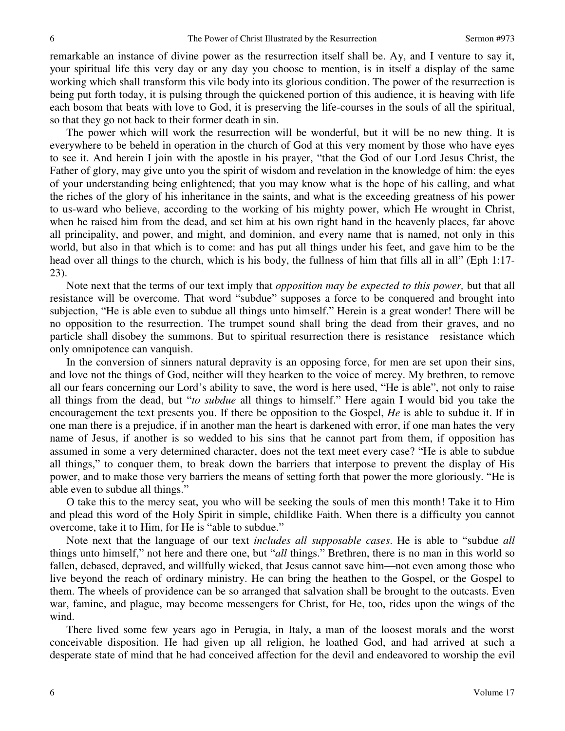remarkable an instance of divine power as the resurrection itself shall be. Ay, and I venture to say it, your spiritual life this very day or any day you choose to mention, is in itself a display of the same working which shall transform this vile body into its glorious condition. The power of the resurrection is being put forth today, it is pulsing through the quickened portion of this audience, it is heaving with life each bosom that beats with love to God, it is preserving the life-courses in the souls of all the spiritual, so that they go not back to their former death in sin.

The power which will work the resurrection will be wonderful, but it will be no new thing. It is everywhere to be beheld in operation in the church of God at this very moment by those who have eyes to see it. And herein I join with the apostle in his prayer, "that the God of our Lord Jesus Christ, the Father of glory, may give unto you the spirit of wisdom and revelation in the knowledge of him: the eyes of your understanding being enlightened; that you may know what is the hope of his calling, and what the riches of the glory of his inheritance in the saints, and what is the exceeding greatness of his power to us-ward who believe, according to the working of his mighty power, which He wrought in Christ, when he raised him from the dead, and set him at his own right hand in the heavenly places, far above all principality, and power, and might, and dominion, and every name that is named, not only in this world, but also in that which is to come: and has put all things under his feet, and gave him to be the head over all things to the church, which is his body, the fullness of him that fills all in all" (Eph 1:17-23).

Note next that the terms of our text imply that *opposition may be expected to this power,* but that all resistance will be overcome. That word "subdue" supposes a force to be conquered and brought into subjection, "He is able even to subdue all things unto himself." Herein is a great wonder! There will be no opposition to the resurrection. The trumpet sound shall bring the dead from their graves, and no particle shall disobey the summons. But to spiritual resurrection there is resistance—resistance which only omnipotence can vanquish.

In the conversion of sinners natural depravity is an opposing force, for men are set upon their sins, and love not the things of God, neither will they hearken to the voice of mercy. My brethren, to remove all our fears concerning our Lord's ability to save, the word is here used, "He is able", not only to raise all things from the dead, but "*to subdue* all things to himself." Here again I would bid you take the encouragement the text presents you. If there be opposition to the Gospel, *He* is able to subdue it. If in one man there is a prejudice, if in another man the heart is darkened with error, if one man hates the very name of Jesus, if another is so wedded to his sins that he cannot part from them, if opposition has assumed in some a very determined character, does not the text meet every case? "He is able to subdue all things," to conquer them, to break down the barriers that interpose to prevent the display of His power, and to make those very barriers the means of setting forth that power the more gloriously. "He is able even to subdue all things."

O take this to the mercy seat, you who will be seeking the souls of men this month! Take it to Him and plead this word of the Holy Spirit in simple, childlike Faith. When there is a difficulty you cannot overcome, take it to Him, for He is "able to subdue."

Note next that the language of our text *includes all supposable cases*. He is able to "subdue *all* things unto himself," not here and there one, but "*all* things." Brethren, there is no man in this world so fallen, debased, depraved, and willfully wicked, that Jesus cannot save him—not even among those who live beyond the reach of ordinary ministry. He can bring the heathen to the Gospel, or the Gospel to them. The wheels of providence can be so arranged that salvation shall be brought to the outcasts. Even war, famine, and plague, may become messengers for Christ, for He, too, rides upon the wings of the wind.

There lived some few years ago in Perugia, in Italy, a man of the loosest morals and the worst conceivable disposition. He had given up all religion, he loathed God, and had arrived at such a desperate state of mind that he had conceived affection for the devil and endeavored to worship the evil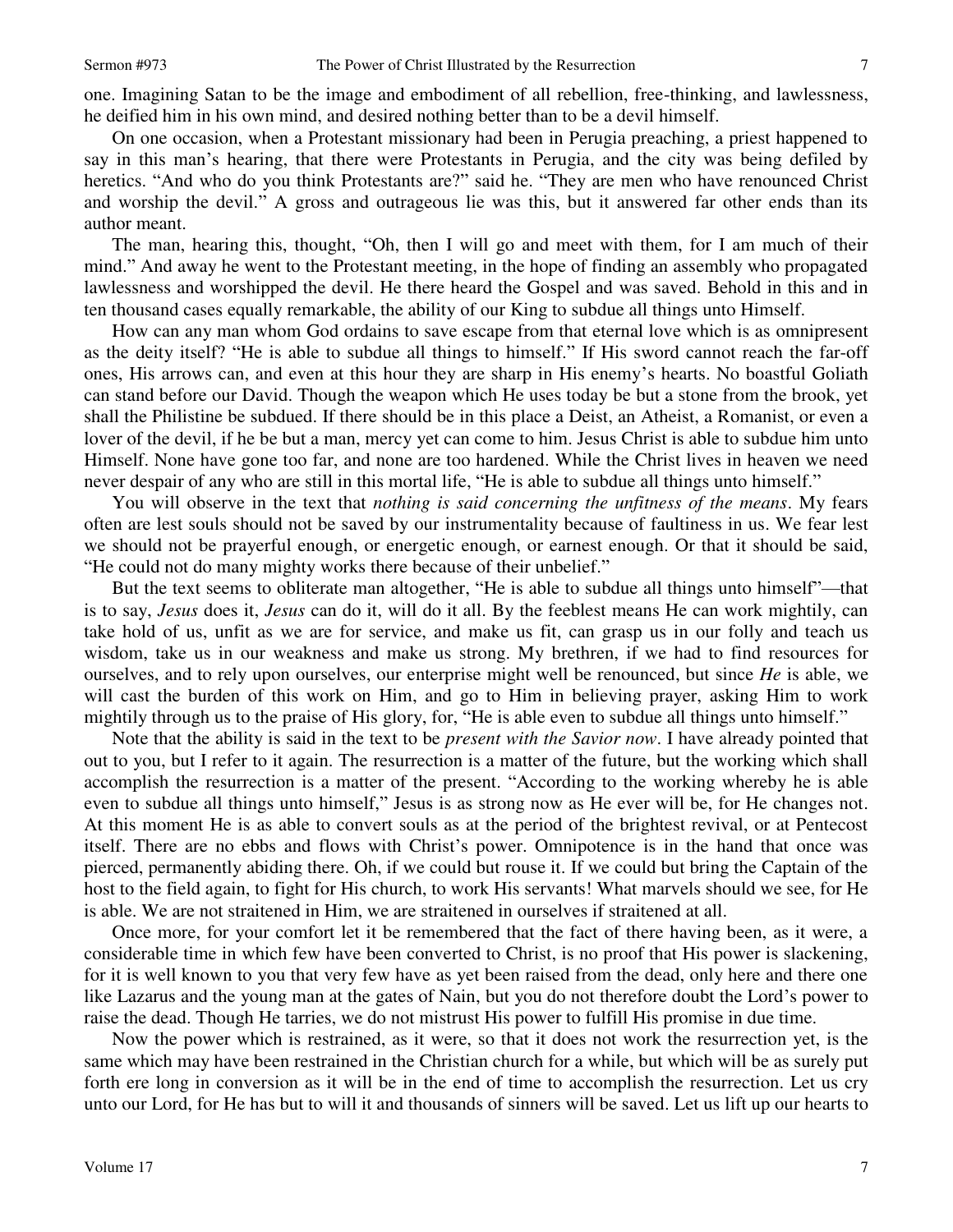one. Imagining Satan to be the image and embodiment of all rebellion, free-thinking, and lawlessness, he deified him in his own mind, and desired nothing better than to be a devil himself.

On one occasion, when a Protestant missionary had been in Perugia preaching, a priest happened to say in this man's hearing, that there were Protestants in Perugia, and the city was being defiled by heretics. "And who do you think Protestants are?" said he. "They are men who have renounced Christ and worship the devil." A gross and outrageous lie was this, but it answered far other ends than its author meant.

The man, hearing this, thought, "Oh, then I will go and meet with them, for I am much of their mind." And away he went to the Protestant meeting, in the hope of finding an assembly who propagated lawlessness and worshipped the devil. He there heard the Gospel and was saved. Behold in this and in ten thousand cases equally remarkable, the ability of our King to subdue all things unto Himself.

How can any man whom God ordains to save escape from that eternal love which is as omnipresent as the deity itself? "He is able to subdue all things to himself." If His sword cannot reach the far-off ones, His arrows can, and even at this hour they are sharp in His enemy's hearts. No boastful Goliath can stand before our David. Though the weapon which He uses today be but a stone from the brook, yet shall the Philistine be subdued. If there should be in this place a Deist, an Atheist, a Romanist, or even a lover of the devil, if he be but a man, mercy yet can come to him. Jesus Christ is able to subdue him unto Himself. None have gone too far, and none are too hardened. While the Christ lives in heaven we need never despair of any who are still in this mortal life, "He is able to subdue all things unto himself."

You will observe in the text that *nothing is said concerning the unfitness of the means*. My fears often are lest souls should not be saved by our instrumentality because of faultiness in us. We fear lest we should not be prayerful enough, or energetic enough, or earnest enough. Or that it should be said, "He could not do many mighty works there because of their unbelief."

But the text seems to obliterate man altogether, "He is able to subdue all things unto himself"—that is to say, *Jesus* does it, *Jesus* can do it, will do it all. By the feeblest means He can work mightily, can take hold of us, unfit as we are for service, and make us fit, can grasp us in our folly and teach us wisdom, take us in our weakness and make us strong. My brethren, if we had to find resources for ourselves, and to rely upon ourselves, our enterprise might well be renounced, but since *He* is able, we will cast the burden of this work on Him, and go to Him in believing prayer, asking Him to work mightily through us to the praise of His glory, for, "He is able even to subdue all things unto himself."

Note that the ability is said in the text to be *present with the Savior now*. I have already pointed that out to you, but I refer to it again. The resurrection is a matter of the future, but the working which shall accomplish the resurrection is a matter of the present. "According to the working whereby he is able even to subdue all things unto himself," Jesus is as strong now as He ever will be, for He changes not. At this moment He is as able to convert souls as at the period of the brightest revival, or at Pentecost itself. There are no ebbs and flows with Christ's power. Omnipotence is in the hand that once was pierced, permanently abiding there. Oh, if we could but rouse it. If we could but bring the Captain of the host to the field again, to fight for His church, to work His servants! What marvels should we see, for He is able. We are not straitened in Him, we are straitened in ourselves if straitened at all.

Once more, for your comfort let it be remembered that the fact of there having been, as it were, a considerable time in which few have been converted to Christ, is no proof that His power is slackening, for it is well known to you that very few have as yet been raised from the dead, only here and there one like Lazarus and the young man at the gates of Nain, but you do not therefore doubt the Lord's power to raise the dead. Though He tarries, we do not mistrust His power to fulfill His promise in due time.

Now the power which is restrained, as it were, so that it does not work the resurrection yet, is the same which may have been restrained in the Christian church for a while, but which will be as surely put forth ere long in conversion as it will be in the end of time to accomplish the resurrection. Let us cry unto our Lord, for He has but to will it and thousands of sinners will be saved. Let us lift up our hearts to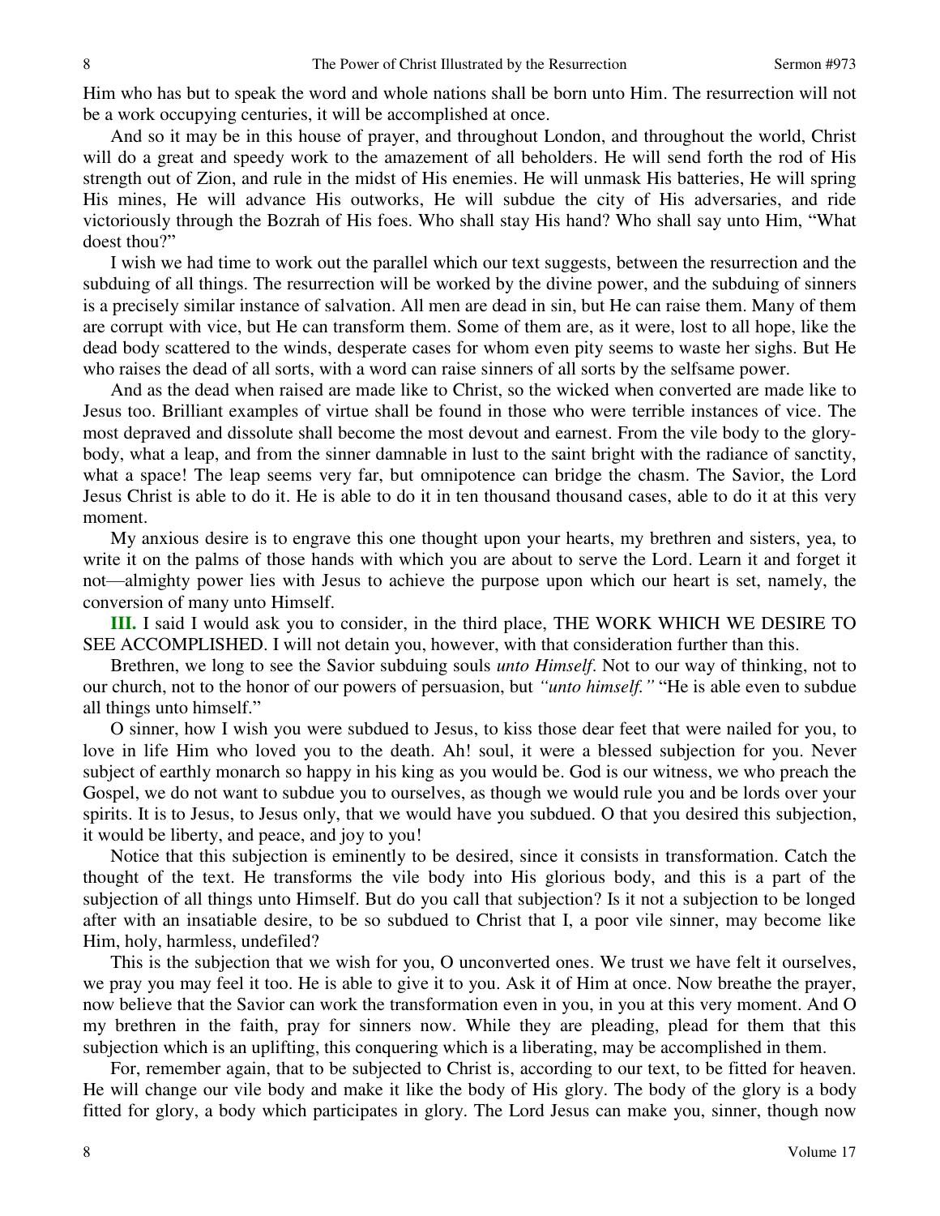Him who has but to speak the word and whole nations shall be born unto Him. The resurrection will not be a work occupying centuries, it will be accomplished at once.

And so it may be in this house of prayer, and throughout London, and throughout the world, Christ will do a great and speedy work to the amazement of all beholders. He will send forth the rod of His strength out of Zion, and rule in the midst of His enemies. He will unmask His batteries, He will spring His mines, He will advance His outworks, He will subdue the city of His adversaries, and ride victoriously through the Bozrah of His foes. Who shall stay His hand? Who shall say unto Him, "What doest thou?"

I wish we had time to work out the parallel which our text suggests, between the resurrection and the subduing of all things. The resurrection will be worked by the divine power, and the subduing of sinners is a precisely similar instance of salvation. All men are dead in sin, but He can raise them. Many of them are corrupt with vice, but He can transform them. Some of them are, as it were, lost to all hope, like the dead body scattered to the winds, desperate cases for whom even pity seems to waste her sighs. But He who raises the dead of all sorts, with a word can raise sinners of all sorts by the selfsame power.

And as the dead when raised are made like to Christ, so the wicked when converted are made like to Jesus too. Brilliant examples of virtue shall be found in those who were terrible instances of vice. The most depraved and dissolute shall become the most devout and earnest. From the vile body to the glory-body, what a leap, and from the sinner damnable in lust to the saint bright with the radiance of sanctity, what a space! The leap seems very far, but omnipotence can bridge the chasm. The Savior, the Lord Jesus Christ is able to do it. He is able to do it in ten thousand thousand cases, able to do it at this very moment.

My anxious desire is to engrave this one thought upon your hearts, my brethren and sisters, yea, to write it on the palms of those hands with which you are about to serve the Lord. Learn it and forget it not—almighty power lies with Jesus to achieve the purpose upon which our heart is set, namely, the conversion of many unto Himself.

**III.** I said I would ask you to consider, in the third place, THE WORK WHICH WE DESIRE TO SEE ACCOMPLISHED. I will not detain you, however, with that consideration further than this.

Brethren, we long to see the Savior subduing souls *unto Himself*. Not to our way of thinking, not to our church, not to the honor of our powers of persuasion, but *"unto himself."* "He is able even to subdue all things unto himself."

O sinner, how I wish you were subdued to Jesus, to kiss those dear feet that were nailed for you, to love in life Him who loved you to the death. Ah! soul, it were a blessed subjection for you. Never subject of earthly monarch so happy in his king as you would be. God is our witness, we who preach the Gospel, we do not want to subdue you to ourselves, as though we would rule you and be lords over your spirits. It is to Jesus, to Jesus only, that we would have you subdued. O that you desired this subjection, it would be liberty, and peace, and joy to you!

Notice that this subjection is eminently to be desired, since it consists in transformation. Catch the thought of the text. He transforms the vile body into His glorious body, and this is a part of the subjection of all things unto Himself. But do you call that subjection? Is it not a subjection to be longed after with an insatiable desire, to be so subdued to Christ that I, a poor vile sinner, may become like Him, holy, harmless, undefiled?

This is the subjection that we wish for you, O unconverted ones. We trust we have felt it ourselves, we pray you may feel it too. He is able to give it to you. Ask it of Him at once. Now breathe the prayer, now believe that the Savior can work the transformation even in you, in you at this very moment. And O my brethren in the faith, pray for sinners now. While they are pleading, plead for them that this subjection which is an uplifting, this conquering which is a liberating, may be accomplished in them.

For, remember again, that to be subjected to Christ is, according to our text, to be fitted for heaven. He will change our vile body and make it like the body of His glory. The body of the glory is a body fitted for glory, a body which participates in glory. The Lord Jesus can make you, sinner, though now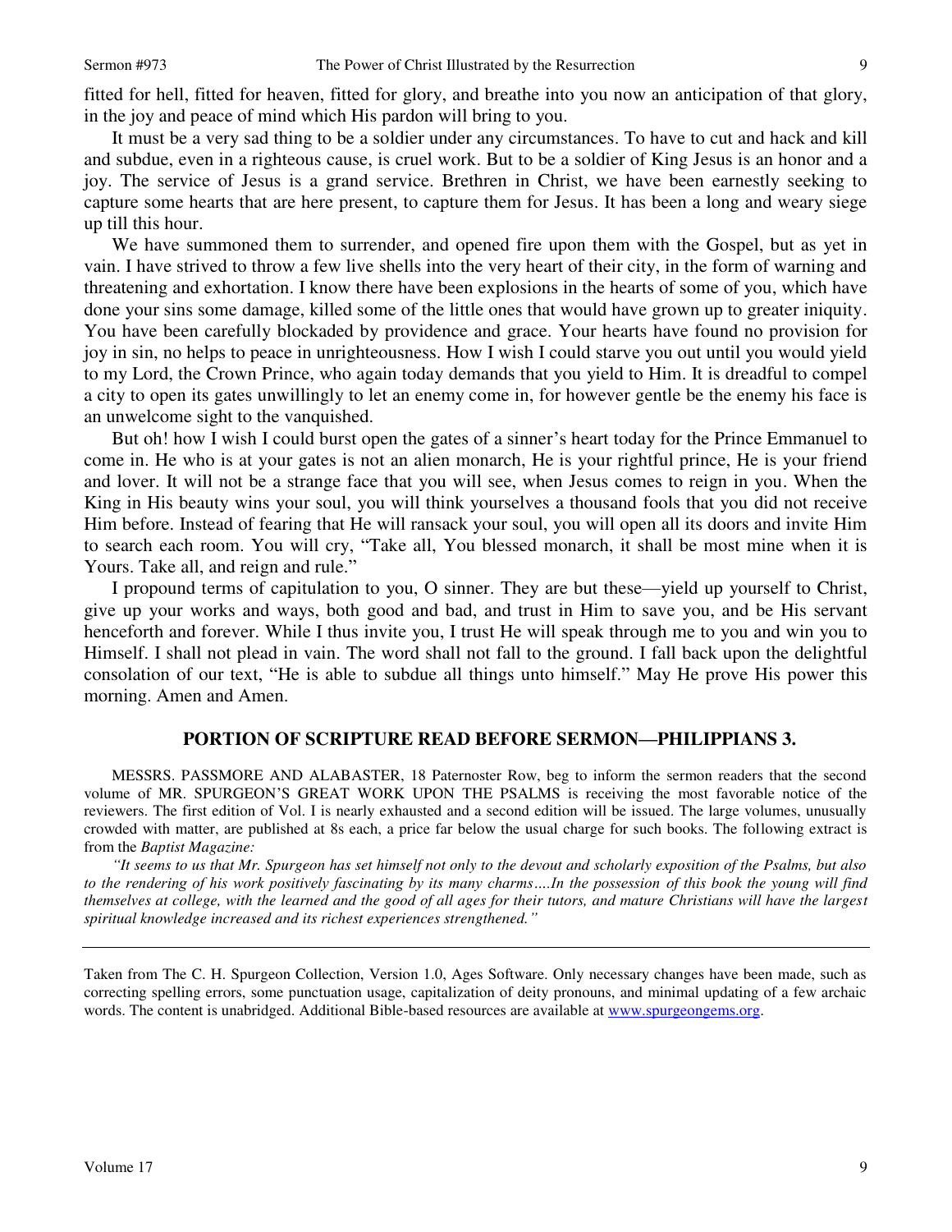fitted for hell, fitted for heaven, fitted for glory, and breathe into you now an anticipation of that glory, in the joy and peace of mind which His pardon will bring to you.

It must be a very sad thing to be a soldier under any circumstances. To have to cut and hack and kill and subdue, even in a righteous cause, is cruel work. But to be a soldier of King Jesus is an honor and a joy. The service of Jesus is a grand service. Brethren in Christ, we have been earnestly seeking to capture some hearts that are here present, to capture them for Jesus. It has been a long and weary siege up till this hour.

We have summoned them to surrender, and opened fire upon them with the Gospel, but as yet in vain. I have strived to throw a few live shells into the very heart of their city, in the form of warning and threatening and exhortation. I know there have been explosions in the hearts of some of you, which have done your sins some damage, killed some of the little ones that would have grown up to greater iniquity. You have been carefully blockaded by providence and grace. Your hearts have found no provision for joy in sin, no helps to peace in unrighteousness. How I wish I could starve you out until you would yield to my Lord, the Crown Prince, who again today demands that you yield to Him. It is dreadful to compel a city to open its gates unwillingly to let an enemy come in, for however gentle be the enemy his face is an unwelcome sight to the vanquished.

But oh! how I wish I could burst open the gates of a sinner's heart today for the Prince Emmanuel to come in. He who is at your gates is not an alien monarch, He is your rightful prince, He is your friend and lover. It will not be a strange face that you will see, when Jesus comes to reign in you. When the King in His beauty wins your soul, you will think yourselves a thousand fools that you did not receive Him before. Instead of fearing that He will ransack your soul, you will open all its doors and invite Him to search each room. You will cry, "Take all, You blessed monarch, it shall be most mine when it is Yours. Take all, and reign and rule."

I propound terms of capitulation to you, O sinner. They are but these—yield up yourself to Christ, give up your works and ways, both good and bad, and trust in Him to save you, and be His servant henceforth and forever. While I thus invite you, I trust He will speak through me to you and win you to Himself. I shall not plead in vain. The word shall not fall to the ground. I fall back upon the delightful consolation of our text, "He is able to subdue all things unto himself." May He prove His power this morning. Amen and Amen.

## PORTION OF SCRIPTURE READ BEFORE SERMON—PHILIPPIANS 3.

MESSRS. PASSMORE AND ALABASTER, 18 Paternoster Row, beg to inform the sermon readers that the second volume of MR. SPURGEON'S GREAT WORK UPON THE PSALMS is receiving the most favorable notice of the reviewers. The first edition of Vol. I is nearly exhausted and a second edition will be issued. The large volumes, unusually crowded with matter, are published at 8s each, a price far below the usual charge for such books. The following extract is from the *Baptist Magazine:*

*"It seems to us that Mr. Spurgeon has set himself not only to the devout and scholarly exposition of the Psalms, but also to the rendering of his work positively fascinating by its many charms….In the possession of this book the young will find themselves at college, with the learned and the good of all ages for their tutors, and mature Christians will have the largest spiritual knowledge increased and its richest experiences strengthened."*

---

Taken from The C. H. Spurgeon Collection, Version 1.0, Ages Software. Only necessary changes have been made, such as correcting spelling errors, some punctuation usage, capitalization of deity pronouns, and minimal updating of a few archaic words. The content is unabridged. Additional Bible-based resources are available at www.spurgeongems.org.